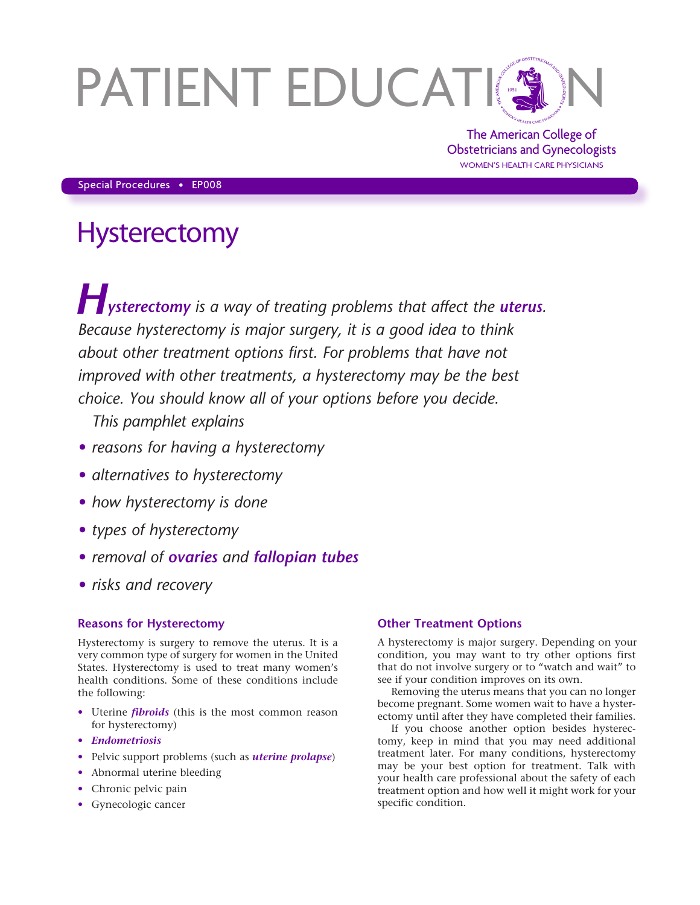# PATIENT EDUCATION

The American College of Obstetricians and Gynecologists
WOMEN'S HEALTH CARE PHYSICIANS

Special Procedures • EP008

# Hysterectomy

***Hysterectomy** is a way of treating problems that affect the **uterus**. Because hysterectomy is major surgery, it is a good idea to think about other treatment options first. For problems that have not improved with other treatments, a hysterectomy may be the best choice. You should know all of your options before you decide.*

*This pamphlet explains*

- *reasons for having a hysterectomy*
- *alternatives to hysterectomy*
- *how hysterectomy is done*
- *types of hysterectomy*
- *removal of **ovaries** and **fallopian tubes***
- *risks and recovery*

### Reasons for Hysterectomy

Hysterectomy is surgery to remove the uterus. It is a very common type of surgery for women in the United States. Hysterectomy is used to treat many women's health conditions. Some of these conditions include the following:

- Uterine ***fibroids*** (this is the most common reason for hysterectomy)
- ***Endometriosis***
- Pelvic support problems (such as ***uterine prolapse***)
- Abnormal uterine bleeding
- Chronic pelvic pain
- Gynecologic cancer

### Other Treatment Options

A hysterectomy is major surgery. Depending on your condition, you may want to try other options first that do not involve surgery or to "watch and wait" to see if your condition improves on its own.

Removing the uterus means that you can no longer become pregnant. Some women wait to have a hysterectomy until after they have completed their families.

If you choose another option besides hysterectomy, keep in mind that you may need additional treatment later. For many conditions, hysterectomy may be your best option for treatment. Talk with your health care professional about the safety of each treatment option and how well it might work for your specific condition.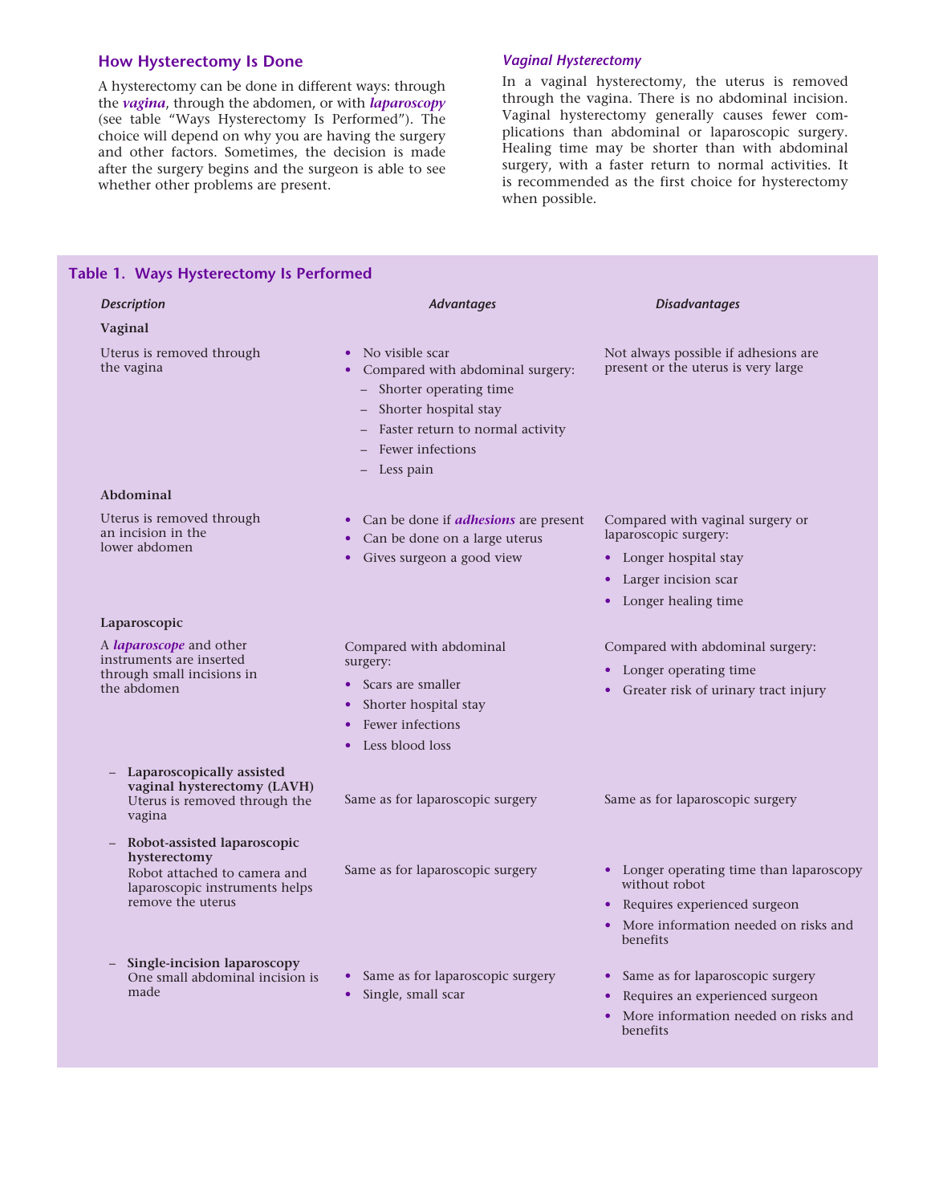## How Hysterectomy Is Done

A hysterectomy can be done in different ways: through the ***vagina***, through the abdomen, or with ***laparoscopy*** (see table "Ways Hysterectomy Is Performed"). The choice will depend on why you are having the surgery and other factors. Sometimes, the decision is made after the surgery begins and the surgeon is able to see whether other problems are present.

### *Vaginal Hysterectomy*

In a vaginal hysterectomy, the uterus is removed through the vagina. There is no abdominal incision. Vaginal hysterectomy generally causes fewer complications than abdominal or laparoscopic surgery. Healing time may be shorter than with abdominal surgery, with a faster return to normal activities. It is recommended as the first choice for hysterectomy when possible.

### Table 1. Ways Hysterectomy Is Performed

| *Description* | *Advantages* | *Disadvantages* |
|---|---|---|
| **Vaginal** | | |
| Uterus is removed through the vagina | • No visible scar<br>• Compared with abdominal surgery:<br>– Shorter operating time<br>– Shorter hospital stay<br>– Faster return to normal activity<br>– Fewer infections<br>– Less pain | Not always possible if adhesions are present or the uterus is very large |
| **Abdominal** | | |
| Uterus is removed through an incision in the lower abdomen | • Can be done if ***adhesions*** are present<br>• Can be done on a large uterus<br>• Gives surgeon a good view | Compared with vaginal surgery or laparoscopic surgery:<br>• Longer hospital stay<br>• Larger incision scar<br>• Longer healing time |
| **Laparoscopic** | | |
| A ***laparoscope*** and other instruments are inserted through small incisions in the abdomen | Compared with abdominal surgery:<br>• Scars are smaller<br>• Shorter hospital stay<br>• Fewer infections<br>• Less blood loss | Compared with abdominal surgery:<br>• Longer operating time<br>• Greater risk of urinary tract injury |
| – **Laparoscopically assisted vaginal hysterectomy (LAVH)** Uterus is removed through the vagina | Same as for laparoscopic surgery | Same as for laparoscopic surgery |
| – **Robot-assisted laparoscopic hysterectomy** Robot attached to camera and laparoscopic instruments helps remove the uterus | Same as for laparoscopic surgery | • Longer operating time than laparoscopy without robot<br>• Requires experienced surgeon<br>• More information needed on risks and benefits |
| – **Single-incision laparoscopy** One small abdominal incision is made | • Same as for laparoscopic surgery<br>• Single, small scar | • Same as for laparoscopic surgery<br>• Requires an experienced surgeon<br>• More information needed on risks and benefits |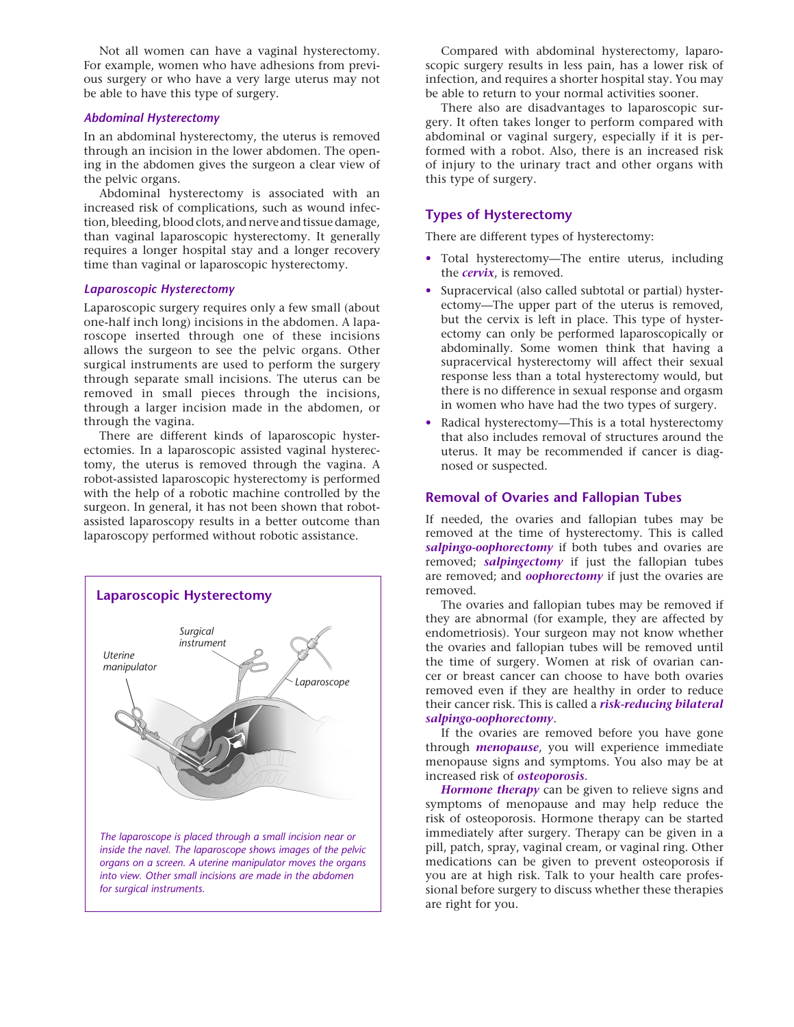Not all women can have a vaginal hysterectomy. For example, women who have adhesions from previous surgery or who have a very large uterus may not be able to have this type of surgery.

### *Abdominal Hysterectomy*

In an abdominal hysterectomy, the uterus is removed through an incision in the lower abdomen. The opening in the abdomen gives the surgeon a clear view of the pelvic organs.

Abdominal hysterectomy is associated with an increased risk of complications, such as wound infection, bleeding, blood clots, and nerve and tissue damage, than vaginal laparoscopic hysterectomy. It generally requires a longer hospital stay and a longer recovery time than vaginal or laparoscopic hysterectomy.

### *Laparoscopic Hysterectomy*

Laparoscopic surgery requires only a few small (about one-half inch long) incisions in the abdomen. A laparoscope inserted through one of these incisions allows the surgeon to see the pelvic organs. Other surgical instruments are used to perform the surgery through separate small incisions. The uterus can be removed in small pieces through the incisions, through a larger incision made in the abdomen, or through the vagina.

There are different kinds of laparoscopic hysterectomies. In a laparoscopic assisted vaginal hysterectomy, the uterus is removed through the vagina. A robot-assisted laparoscopic hysterectomy is performed with the help of a robotic machine controlled by the surgeon. In general, it has not been shown that robot-assisted laparoscopy results in a better outcome than laparoscopy performed without robotic assistance.

**Laparoscopic Hysterectomy**

Uterine manipulator

Surgical instrument

Laparoscope

*The laparoscope is placed through a small incision near or inside the navel. The laparoscope shows images of the pelvic organs on a screen. A uterine manipulator moves the organs into view. Other small incisions are made in the abdomen for surgical instruments.*

Compared with abdominal hysterectomy, laparoscopic surgery results in less pain, has a lower risk of infection, and requires a shorter hospital stay. You may be able to return to your normal activities sooner.

There also are disadvantages to laparoscopic surgery. It often takes longer to perform compared with abdominal or vaginal surgery, especially if it is performed with a robot. Also, there is an increased risk of injury to the urinary tract and other organs with this type of surgery.

## Types of Hysterectomy

There are different types of hysterectomy:

- Total hysterectomy—The entire uterus, including the ***cervix***, is removed.
- Supracervical (also called subtotal or partial) hysterectomy—The upper part of the uterus is removed, but the cervix is left in place. This type of hysterectomy can only be performed laparoscopically or abdominally. Some women think that having a supracervical hysterectomy will affect their sexual response less than a total hysterectomy would, but there is no difference in sexual response and orgasm in women who have had the two types of surgery.
- Radical hysterectomy—This is a total hysterectomy that also includes removal of structures around the uterus. It may be recommended if cancer is diagnosed or suspected.

## Removal of Ovaries and Fallopian Tubes

If needed, the ovaries and fallopian tubes may be removed at the time of hysterectomy. This is called ***salpingo-oophorectomy*** if both tubes and ovaries are removed; ***salpingectomy*** if just the fallopian tubes are removed; and ***oophorectomy*** if just the ovaries are removed.

The ovaries and fallopian tubes may be removed if they are abnormal (for example, they are affected by endometriosis). Your surgeon may not know whether the ovaries and fallopian tubes will be removed until the time of surgery. Women at risk of ovarian cancer or breast cancer can choose to have both ovaries removed even if they are healthy in order to reduce their cancer risk. This is called a ***risk-reducing bilateral salpingo-oophorectomy***.

If the ovaries are removed before you have gone through ***menopause***, you will experience immediate menopause signs and symptoms. You also may be at increased risk of ***osteoporosis***.

***Hormone therapy*** can be given to relieve signs and symptoms of menopause and may help reduce the risk of osteoporosis. Hormone therapy can be started immediately after surgery. Therapy can be given in a pill, patch, spray, vaginal cream, or vaginal ring. Other medications can be given to prevent osteoporosis if you are at high risk. Talk to your health care professional before surgery to discuss whether these therapies are right for you.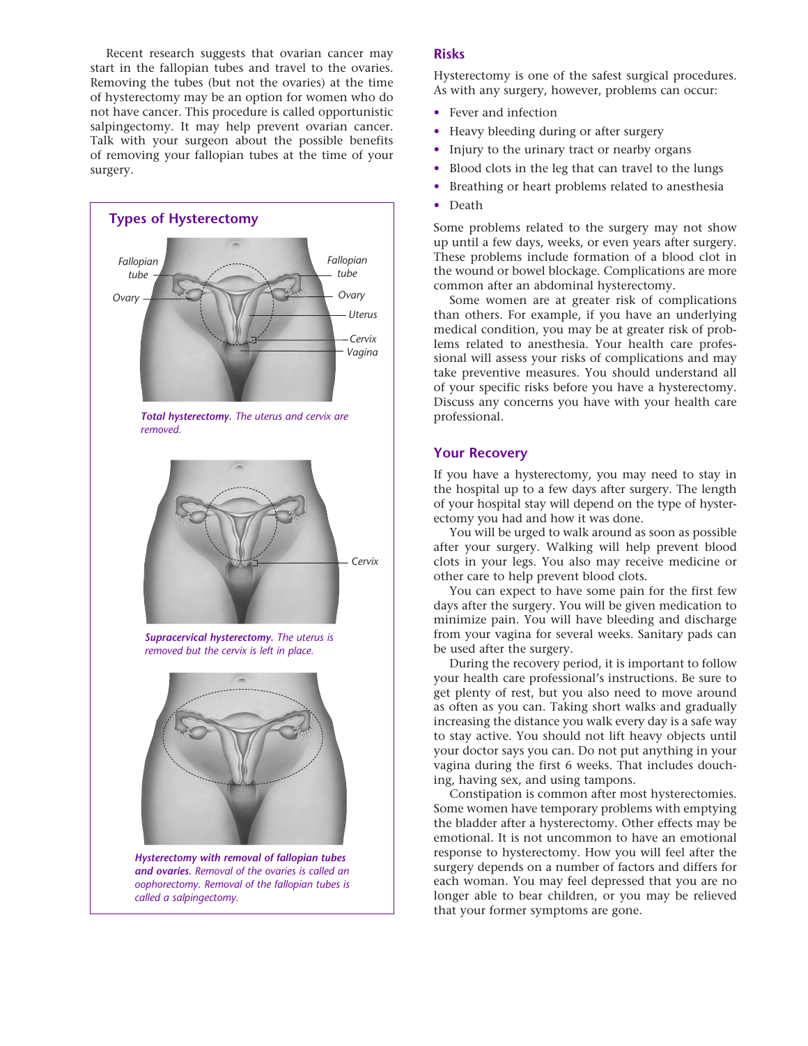Recent research suggests that ovarian cancer may start in the fallopian tubes and travel to the ovaries. Removing the tubes (but not the ovaries) at the time of hysterectomy may be an option for women who do not have cancer. This procedure is called opportunistic salpingectomy. It may help prevent ovarian cancer. Talk with your surgeon about the possible benefits of removing your fallopian tubes at the time of your surgery.

## Types of Hysterectomy

Fallopian tube, Ovary, Uterus, Cervix, Vagina

***Total hysterectomy**. The uterus and cervix are removed.*

Cervix

***Supracervical hysterectomy**. The uterus is removed but the cervix is left in place.*

***Hysterectomy with removal of fallopian tubes and ovaries**. Removal of the ovaries is called an oophorectomy. Removal of the fallopian tubes is called a salpingectomy.*

## Risks

Hysterectomy is one of the safest surgical procedures. As with any surgery, however, problems can occur:

- Fever and infection
- Heavy bleeding during or after surgery
- Injury to the urinary tract or nearby organs
- Blood clots in the leg that can travel to the lungs
- Breathing or heart problems related to anesthesia
- Death

Some problems related to the surgery may not show up until a few days, weeks, or even years after surgery. These problems include formation of a blood clot in the wound or bowel blockage. Complications are more common after an abdominal hysterectomy.

Some women are at greater risk of complications than others. For example, if you have an underlying medical condition, you may be at greater risk of problems related to anesthesia. Your health care professional will assess your risks of complications and may take preventive measures. You should understand all of your specific risks before you have a hysterectomy. Discuss any concerns you have with your health care professional.

## Your Recovery

If you have a hysterectomy, you may need to stay in the hospital up to a few days after surgery. The length of your hospital stay will depend on the type of hysterectomy you had and how it was done.

You will be urged to walk around as soon as possible after your surgery. Walking will help prevent blood clots in your legs. You also may receive medicine or other care to help prevent blood clots.

You can expect to have some pain for the first few days after the surgery. You will be given medication to minimize pain. You will have bleeding and discharge from your vagina for several weeks. Sanitary pads can be used after the surgery.

During the recovery period, it is important to follow your health care professional's instructions. Be sure to get plenty of rest, but you also need to move around as often as you can. Taking short walks and gradually increasing the distance you walk every day is a safe way to stay active. You should not lift heavy objects until your doctor says you can. Do not put anything in your vagina during the first 6 weeks. That includes douching, having sex, and using tampons.

Constipation is common after most hysterectomies. Some women have temporary problems with emptying the bladder after a hysterectomy. Other effects may be emotional. It is not uncommon to have an emotional response to hysterectomy. How you will feel after the surgery depends on a number of factors and differs for each woman. You may feel depressed that you are no longer able to bear children, or you may be relieved that your former symptoms are gone.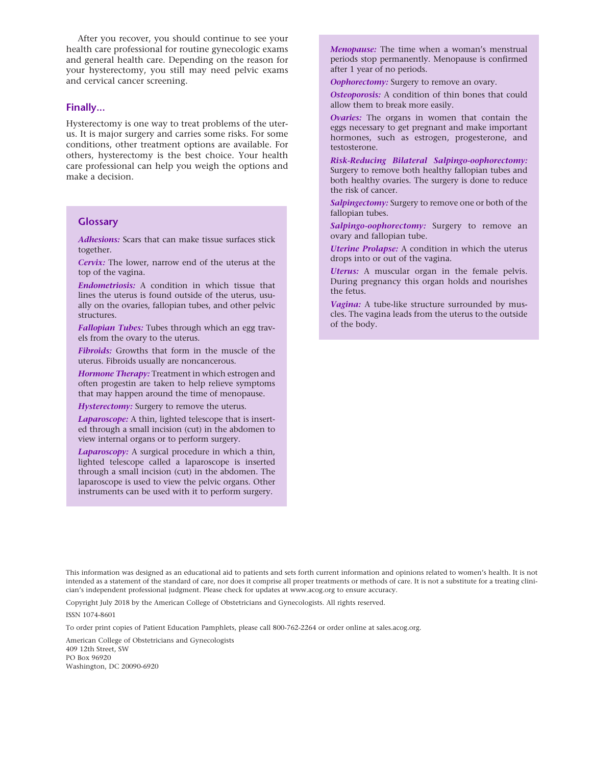After you recover, you should continue to see your health care professional for routine gynecologic exams and general health care. Depending on the reason for your hysterectomy, you still may need pelvic exams and cervical cancer screening.

## Finally...

Hysterectomy is one way to treat problems of the uterus. It is major surgery and carries some risks. For some conditions, other treatment options are available. For others, hysterectomy is the best choice. Your health care professional can help you weigh the options and make a decision.

## Glossary

***Adhesions:*** Scars that can make tissue surfaces stick together.

***Cervix:*** The lower, narrow end of the uterus at the top of the vagina.

***Endometriosis:*** A condition in which tissue that lines the uterus is found outside of the uterus, usually on the ovaries, fallopian tubes, and other pelvic structures.

***Fallopian Tubes:*** Tubes through which an egg travels from the ovary to the uterus.

***Fibroids:*** Growths that form in the muscle of the uterus. Fibroids usually are noncancerous.

***Hormone Therapy:*** Treatment in which estrogen and often progestin are taken to help relieve symptoms that may happen around the time of menopause.

***Hysterectomy:*** Surgery to remove the uterus.

***Laparoscope:*** A thin, lighted telescope that is inserted through a small incision (cut) in the abdomen to view internal organs or to perform surgery.

***Laparoscopy:*** A surgical procedure in which a thin, lighted telescope called a laparoscope is inserted through a small incision (cut) in the abdomen. The laparoscope is used to view the pelvic organs. Other instruments can be used with it to perform surgery.

***Menopause:*** The time when a woman's menstrual periods stop permanently. Menopause is confirmed after 1 year of no periods.

***Oophorectomy:*** Surgery to remove an ovary.

***Osteoporosis:*** A condition of thin bones that could allow them to break more easily.

***Ovaries:*** The organs in women that contain the eggs necessary to get pregnant and make important hormones, such as estrogen, progesterone, and testosterone.

***Risk-Reducing Bilateral Salpingo-oophorectomy:*** Surgery to remove both healthy fallopian tubes and both healthy ovaries. The surgery is done to reduce the risk of cancer.

***Salpingectomy:*** Surgery to remove one or both of the fallopian tubes.

***Salpingo-oophorectomy:*** Surgery to remove an ovary and fallopian tube.

***Uterine Prolapse:*** A condition in which the uterus drops into or out of the vagina.

***Uterus:*** A muscular organ in the female pelvis. During pregnancy this organ holds and nourishes the fetus.

***Vagina:*** A tube-like structure surrounded by muscles. The vagina leads from the uterus to the outside of the body.

This information was designed as an educational aid to patients and sets forth current information and opinions related to women's health. It is not intended as a statement of the standard of care, nor does it comprise all proper treatments or methods of care. It is not a substitute for a treating clinician's independent professional judgment. Please check for updates at www.acog.org to ensure accuracy.

Copyright July 2018 by the American College of Obstetricians and Gynecologists. All rights reserved.

ISSN 1074-8601

To order print copies of Patient Education Pamphlets, please call 800-762-2264 or order online at sales.acog.org.

American College of Obstetricians and Gynecologists
409 12th Street, SW
PO Box 96920
Washington, DC 20090-6920